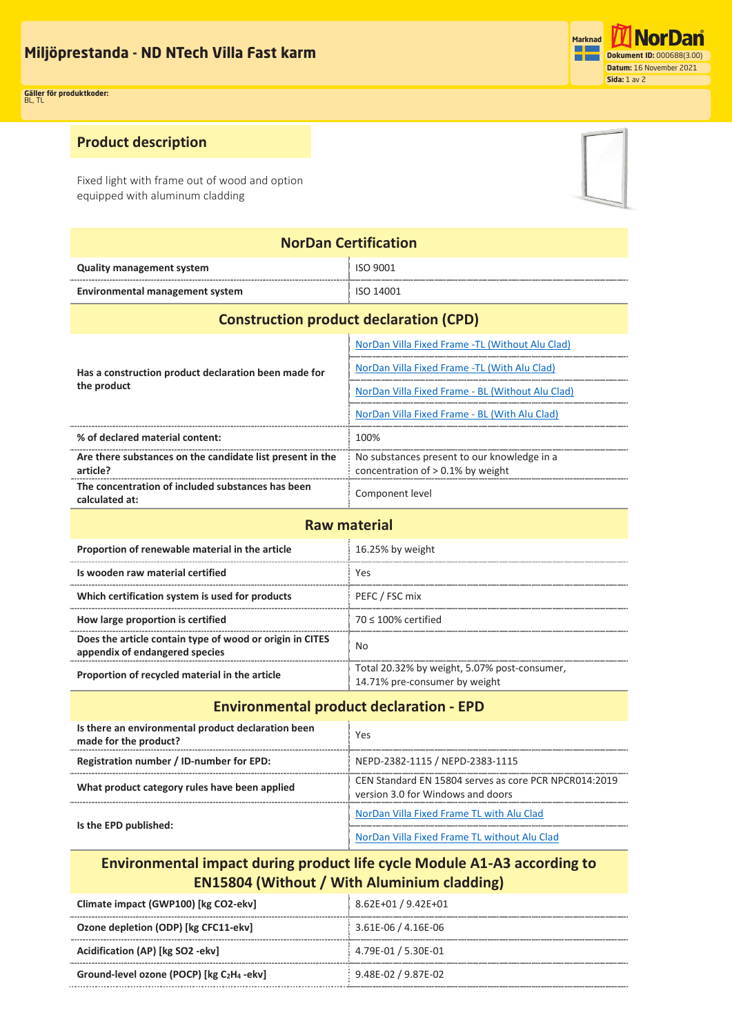# Miljöprestanda - ND NTech Villa Fast karm

Marknad

NorDan

**Dokument ID:** 000688(3.00)
**Datum:** 16 November 2021

**Gäller för produktkoder:**
BL, TL

## Product description

Fixed light with frame out of wood and option equipped with aluminum cladding

| NorDan Certification | |
|---|---|
| **Quality management system** | ISO 9001 |
| **Environmental management system** | ISO 14001 |

| Construction product declaration (CPD) | |
|---|---|
| **Has a construction product declaration been made for the product** | NorDan Villa Fixed Frame -TL (Without Alu Clad) |
| | NorDan Villa Fixed Frame -TL (With Alu Clad) |
| | NorDan Villa Fixed Frame - BL (Without Alu Clad) |
| | NorDan Villa Fixed Frame - BL (With Alu Clad) |
| **% of declared material content:** | 100% |
| **Are there substances on the candidate list present in the article?** | No substances present to our knowledge in a concentration of > 0.1% by weight |
| **The concentration of included substances has been calculated at:** | Component level |

| Raw material | |
|---|---|
| **Proportion of renewable material in the article** | 16.25% by weight |
| **Is wooden raw material certified** | Yes |
| **Which certification system is used for products** | PEFC / FSC mix |
| **How large proportion is certified** | 70 ≤ 100% certified |
| **Does the article contain type of wood or origin in CITES appendix of endangered species** | No |
| **Proportion of recycled material in the article** | Total 20.32% by weight, 5.07% post-consumer, 14.71% pre-consumer by weight |

| Environmental product declaration - EPD | |
|---|---|
| **Is there an environmental product declaration been made for the product?** | Yes |
| **Registration number / ID-number for EPD:** | NEPD-2382-1115 / NEPD-2383-1115 |
| **What product category rules have been applied** | CEN Standard EN 15804 serves as core PCR NPCR014:2019 version 3.0 for Windows and doors |
| **Is the EPD published:** | NorDan Villa Fixed Frame TL with Alu Clad |
| | NorDan Villa Fixed Frame TL without Alu Clad |

| Environmental impact during product life cycle Module A1-A3 according to EN15804 (Without / With Aluminium cladding) | |
|---|---|
| **Climate impact (GWP100) [kg CO2-ekv]** | 8.62E+01 / 9.42E+01 |
| **Ozone depletion (ODP) [kg CFC11-ekv]** | 3.61E-06 / 4.16E-06 |
| **Acidification (AP) [kg SO2 -ekv]** | 4.79E-01 / 5.30E-01 |
| **Ground-level ozone (POCP) [kg $C_2H_4$ -ekv]** | 9.48E-02 / 9.87E-02 |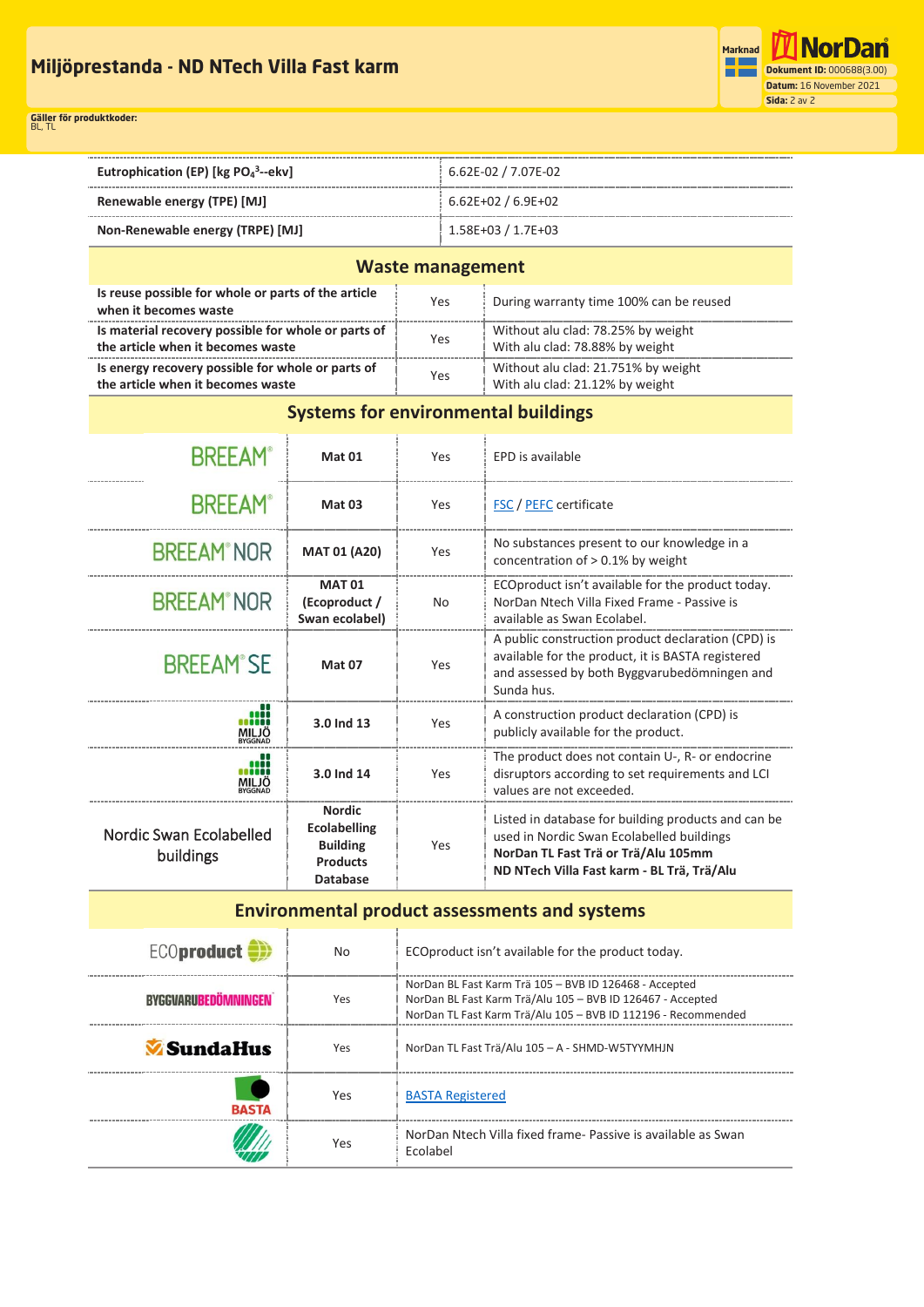# Miljöprestanda - ND NTech Villa Fast karm

**Gäller för produktkoder:**
BL, TL

| | |
|---|---|
| **Eutrophication (EP) [kg $PO_4^{3-}$-ekv]** | 6.62E-02 / 7.07E-02 |
| **Renewable energy (TPE) [MJ]** | 6.62E+02 / 6.9E+02 |
| **Non-Renewable energy (TRPE) [MJ]** | 1.58E+03 / 1.7E+03 |

## Waste management

| | | |
|---|---|---|
| **Is reuse possible for whole or parts of the article when it becomes waste** | Yes | During warranty time 100% can be reused |
| **Is material recovery possible for whole or parts of the article when it becomes waste** | Yes | Without alu clad: 78.25% by weight<br>With alu clad: 78.88% by weight |
| **Is energy recovery possible for whole or parts of the article when it becomes waste** | Yes | Without alu clad: 21.751% by weight<br>With alu clad: 21.12% by weight |

## Systems for environmental buildings

| | | | |
|---|---|---|---|
| BREEAM® | **Mat 01** | Yes | EPD is available |
| BREEAM® | **Mat 03** | Yes | FSC / PEFC certificate |
| BREEAM® NOR | **MAT 01 (A20)** | Yes | No substances present to our knowledge in a concentration of > 0.1% by weight |
| BREEAM® NOR | **MAT 01 (Ecoproduct / Swan ecolabel)** | No | ECOproduct isn't available for the product today. NorDan Ntech Villa Fixed Frame - Passive is available as Swan Ecolabel. |
| BREEAM® SE | **Mat 07** | Yes | A public construction product declaration (CPD) is available for the product, it is BASTA registered and assessed by both Byggvarubedömningen and Sunda hus. |
| MILJÖ BYGGNAD | **3.0 Ind 13** | Yes | A construction product declaration (CPD) is publicly available for the product. |
| MILJÖ BYGGNAD | **3.0 Ind 14** | Yes | The product does not contain U-, R- or endocrine disruptors according to set requirements and LCI values are not exceeded. |
| Nordic Swan Ecolabelled buildings | **Nordic Ecolabelling Building Products Database** | Yes | Listed in database for building products and can be used in Nordic Swan Ecolabelled buildings<br>**NorDan TL Fast Trä or Trä/Alu 105mm**<br>**ND NTech Villa Fast karm - BL Trä, Trä/Alu** |

## Environmental product assessments and systems

| | | |
|---|---|---|
| ECOproduct | No | ECOproduct isn't available for the product today. |
| BYGGVARUBEDÖMNINGEN | Yes | NorDan BL Fast Karm Trä 105 – BVB ID 126468 - Accepted<br>NorDan BL Fast Karm Trä/Alu 105 – BVB ID 126467 - Accepted<br>NorDan TL Fast Karm Trä/Alu 105 – BVB ID 112196 - Recommended |
| SundaHus | Yes | NorDan TL Fast Trä/Alu 105 – A - SHMD-W5TYYMHJN |
| BASTA | Yes | BASTA Registered |
| | Yes | NorDan Ntech Villa fixed frame- Passive is available as Swan Ecolabel |